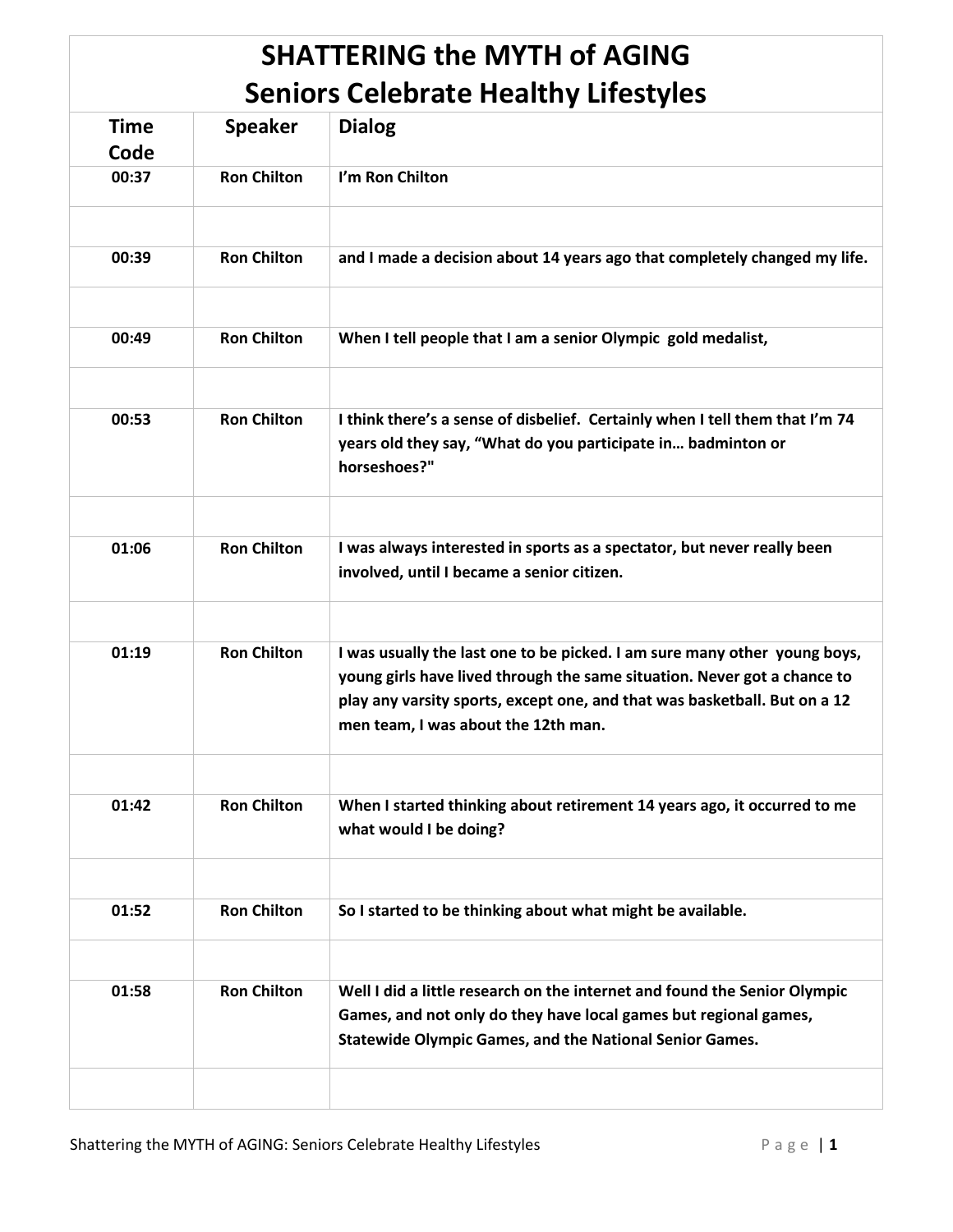# SHATTERING the MYTH of AGING
## Seniors Celebrate Healthy Lifestyles

| Time Code | Speaker | Dialog |
|---|---|---|
| 00:37 | Ron Chilton | I'm Ron Chilton |
| | | |
| 00:39 | Ron Chilton | and I made a decision about 14 years ago that completely changed my life. |
| | | |
| 00:49 | Ron Chilton | When I tell people that I am a senior Olympic gold medalist, |
| | | |
| 00:53 | Ron Chilton | I think there's a sense of disbelief. Certainly when I tell them that I'm 74 years old they say, "What do you participate in… badminton or horseshoes?" |
| | | |
| 01:06 | Ron Chilton | I was always interested in sports as a spectator, but never really been involved, until I became a senior citizen. |
| | | |
| 01:19 | Ron Chilton | I was usually the last one to be picked. I am sure many other young boys, young girls have lived through the same situation. Never got a chance to play any varsity sports, except one, and that was basketball. But on a 12 men team, I was about the 12th man. |
| | | |
| 01:42 | Ron Chilton | When I started thinking about retirement 14 years ago, it occurred to me what would I be doing? |
| | | |
| 01:52 | Ron Chilton | So I started to be thinking about what might be available. |
| | | |
| 01:58 | Ron Chilton | Well I did a little research on the internet and found the Senior Olympic Games, and not only do they have local games but regional games, Statewide Olympic Games, and the National Senior Games. |
| | | |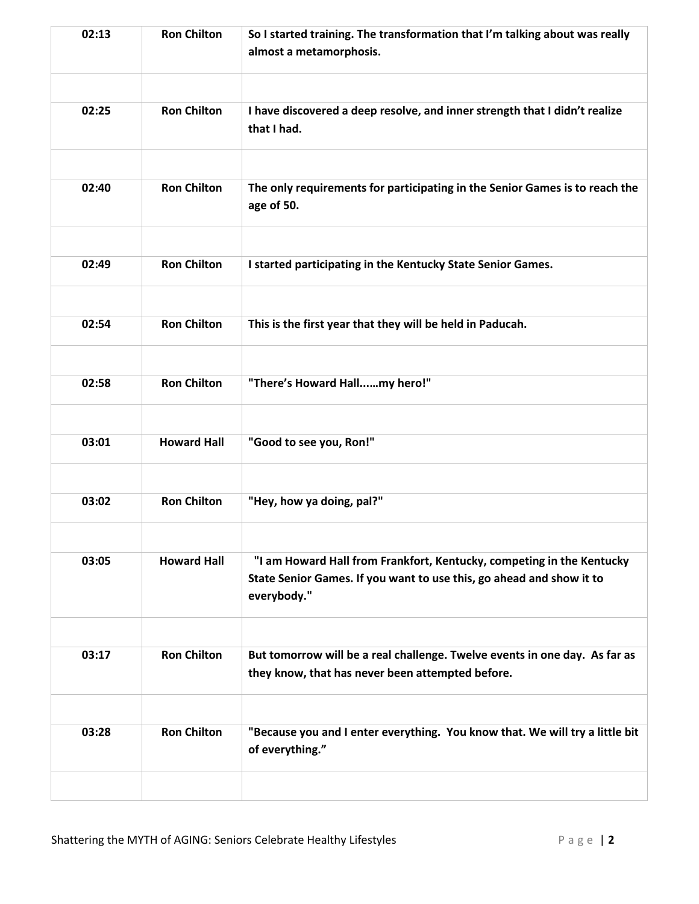| | | |
|---|---|---|
| 02:13 | Ron Chilton | So I started training. The transformation that I'm talking about was really almost a metamorphosis. |
| | | |
| 02:25 | Ron Chilton | I have discovered a deep resolve, and inner strength that I didn't realize that I had. |
| | | |
| 02:40 | Ron Chilton | The only requirements for participating in the Senior Games is to reach the age of 50. |
| | | |
| 02:49 | Ron Chilton | I started participating in the Kentucky State Senior Games. |
| | | |
| 02:54 | Ron Chilton | This is the first year that they will be held in Paducah. |
| | | |
| 02:58 | Ron Chilton | "There's Howard Hall……my hero!" |
| | | |
| 03:01 | Howard Hall | "Good to see you, Ron!" |
| | | |
| 03:02 | Ron Chilton | "Hey, how ya doing, pal?" |
| | | |
| 03:05 | Howard Hall | "I am Howard Hall from Frankfort, Kentucky, competing in the Kentucky State Senior Games. If you want to use this, go ahead and show it to everybody." |
| | | |
| 03:17 | Ron Chilton | But tomorrow will be a real challenge. Twelve events in one day. As far as they know, that has never been attempted before. |
| | | |
| 03:28 | Ron Chilton | "Because you and I enter everything. You know that. We will try a little bit of everything." |
| | | |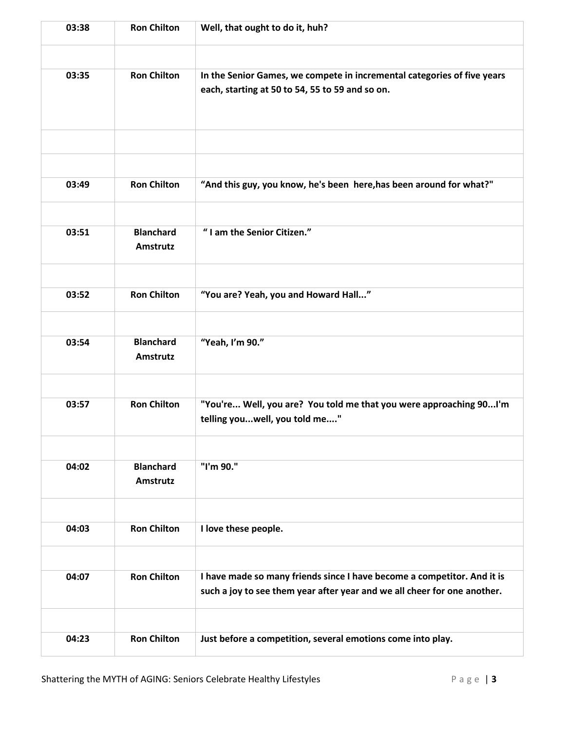| | | |
|---|---|---|
| 03:38 | **Ron Chilton** | **Well, that ought to do it, huh?** |
| | | |
| 03:35 | **Ron Chilton** | **In the Senior Games, we compete in incremental categories of five years each, starting at 50 to 54, 55 to 59 and so on.** |
| | | |
| | | |
| 03:49 | **Ron Chilton** | **"And this guy, you know, he's been here,has been around for what?"** |
| | | |
| 03:51 | **Blanchard Amstrutz** | **" I am the Senior Citizen."** |
| | | |
| 03:52 | **Ron Chilton** | **"You are? Yeah, you and Howard Hall..."** |
| | | |
| 03:54 | **Blanchard Amstrutz** | **"Yeah, I'm 90."** |
| | | |
| 03:57 | **Ron Chilton** | **"You're... Well, you are? You told me that you were approaching 90...I'm telling you...well, you told me...."** |
| | | |
| 04:02 | **Blanchard Amstrutz** | **"I'm 90."** |
| | | |
| 04:03 | **Ron Chilton** | **I love these people.** |
| | | |
| 04:07 | **Ron Chilton** | **I have made so many friends since I have become a competitor. And it is such a joy to see them year after year and we all cheer for one another.** |
| | | |
| 04:23 | **Ron Chilton** | **Just before a competition, several emotions come into play.** |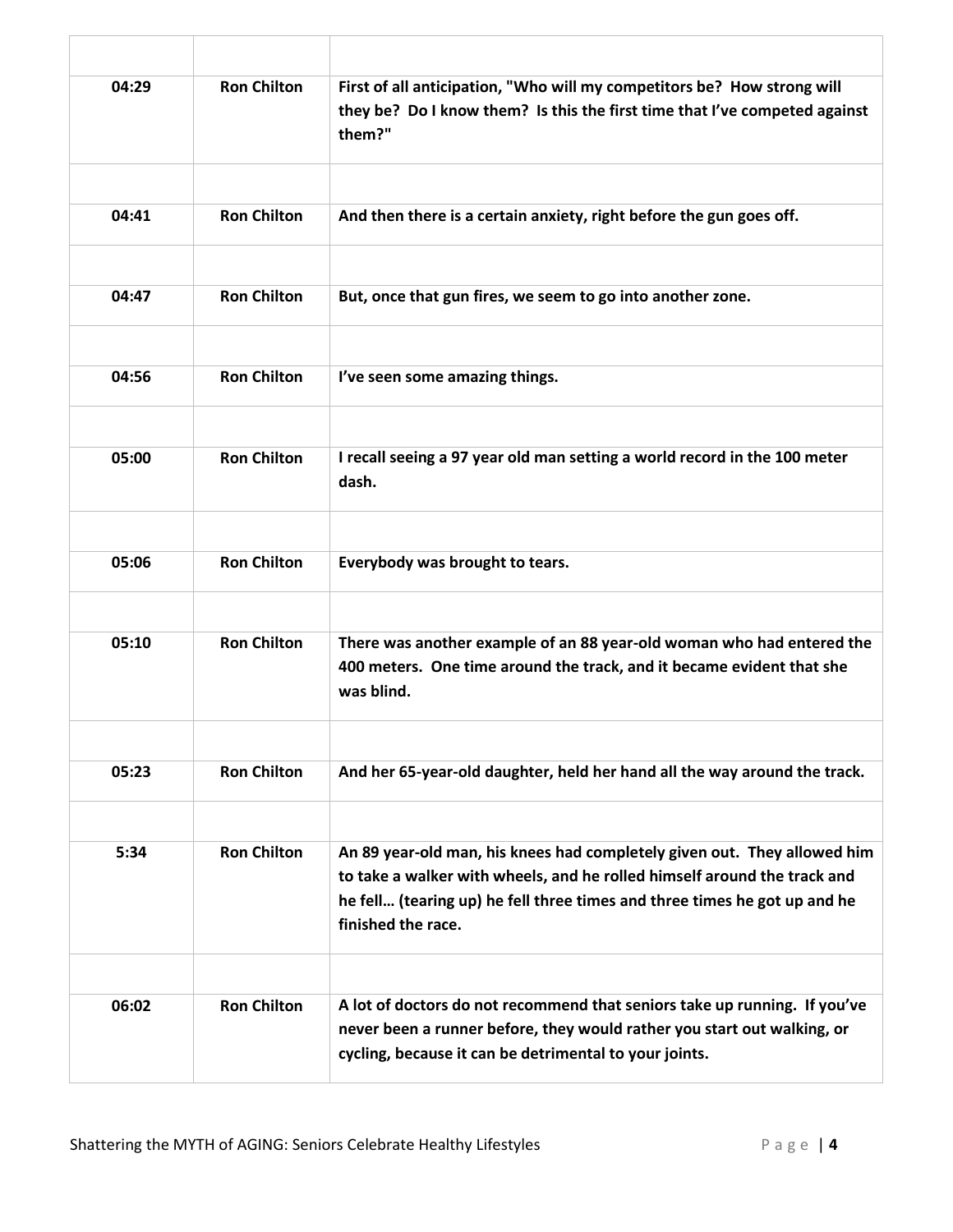| | | |
|---|---|---|
| | | |
| 04:29 | Ron Chilton | First of all anticipation, "Who will my competitors be? How strong will they be? Do I know them? Is this the first time that I've competed against them?" |
| | | |
| 04:41 | Ron Chilton | And then there is a certain anxiety, right before the gun goes off. |
| | | |
| 04:47 | Ron Chilton | But, once that gun fires, we seem to go into another zone. |
| | | |
| 04:56 | Ron Chilton | I've seen some amazing things. |
| | | |
| 05:00 | Ron Chilton | I recall seeing a 97 year old man setting a world record in the 100 meter dash. |
| | | |
| 05:06 | Ron Chilton | Everybody was brought to tears. |
| | | |
| 05:10 | Ron Chilton | There was another example of an 88 year-old woman who had entered the 400 meters. One time around the track, and it became evident that she was blind. |
| | | |
| 05:23 | Ron Chilton | And her 65-year-old daughter, held her hand all the way around the track. |
| | | |
| 5:34 | Ron Chilton | An 89 year-old man, his knees had completely given out. They allowed him to take a walker with wheels, and he rolled himself around the track and he fell… (tearing up) he fell three times and three times he got up and he finished the race. |
| | | |
| 06:02 | Ron Chilton | A lot of doctors do not recommend that seniors take up running. If you've never been a runner before, they would rather you start out walking, or cycling, because it can be detrimental to your joints. |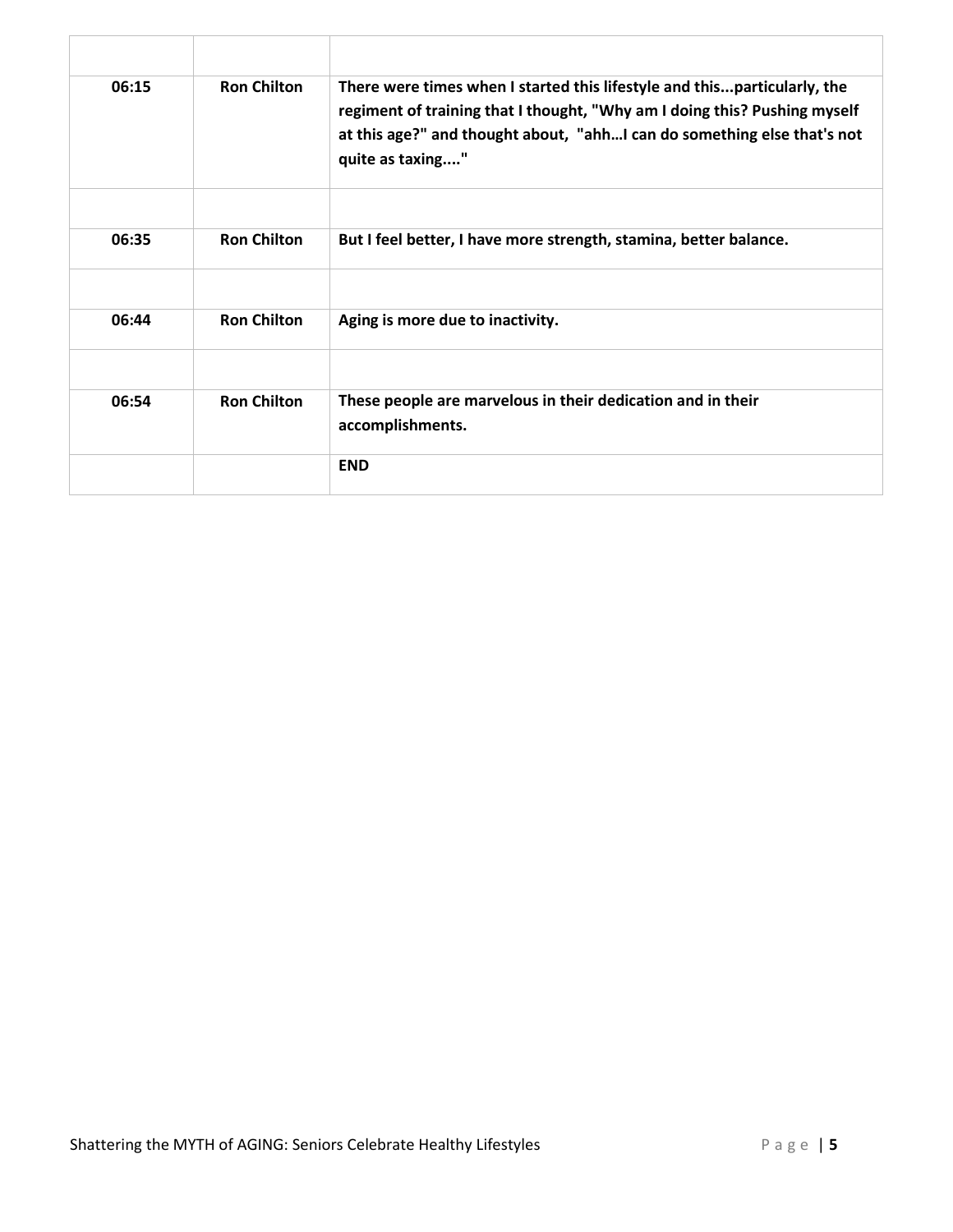| | | |
|---|---|---|
| | | |
| **06:15** | **Ron Chilton** | **There were times when I started this lifestyle and this...particularly, the regiment of training that I thought, "Why am I doing this? Pushing myself at this age?" and thought about, "ahh…I can do something else that's not quite as taxing...."** |
| | | |
| **06:35** | **Ron Chilton** | **But I feel better, I have more strength, stamina, better balance.** |
| | | |
| **06:44** | **Ron Chilton** | **Aging is more due to inactivity.** |
| | | |
| **06:54** | **Ron Chilton** | **These people are marvelous in their dedication and in their accomplishments.** |
| | | **END** |